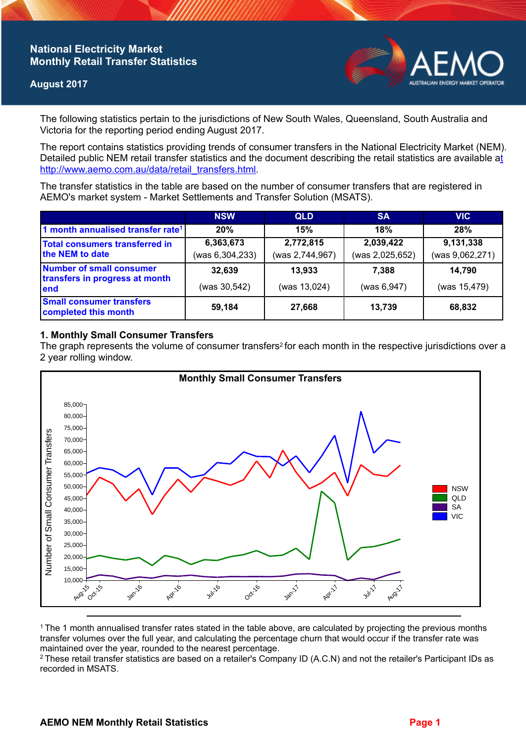# National Electricity Market Monthly Retail Transfer Statistics

**August 2017**

The following statistics pertain to the jurisdictions of New South Wales, Queensland, South Australia and Victoria for the reporting period ending August 2017.

The report contains statistics providing trends of consumer transfers in the National Electricity Market (NEM). Detailed public NEM retail transfer statistics and the document describing the retail statistics are available at http://www.aemo.com.au/data/retail_transfers.html.

The transfer statistics in the table are based on the number of consumer transfers that are registered in AEMO's market system - Market Settlements and Transfer Solution (MSATS).

| | NSW | QLD | SA | VIC |
|---|---|---|---|---|
| 1 month annualised transfer rate[1] | 20% | 15% | 18% | 28% |
| Total consumers transferred in the NEM to date | 6,363,673 (was 6,304,233) | 2,772,815 (was 2,744,967) | 2,039,422 (was 2,025,652) | 9,131,338 (was 9,062,271) |
| Number of small consumer transfers in progress at month end | 32,639 (was 30,542) | 13,933 (was 13,024) | 7,388 (was 6,947) | 14,790 (was 15,479) |
| Small consumer transfers completed this month | 59,184 | 27,668 | 13,739 | 68,832 |

## 1. Monthly Small Consumer Transfers

The graph represents the volume of consumer transfers[2] for each month in the respective jurisdictions over a 2 year rolling window.

**Monthly Small Consumer Transfers**

---

[1] The 1 month annualised transfer rates stated in the table above, are calculated by projecting the previous months transfer volumes over the full year, and calculating the percentage churn that would occur if the transfer rate was maintained over the year, rounded to the nearest percentage.

[2] These retail transfer statistics are based on a retailer's Company ID (A.C.N) and not the retailer's Participant IDs as recorded in MSATS.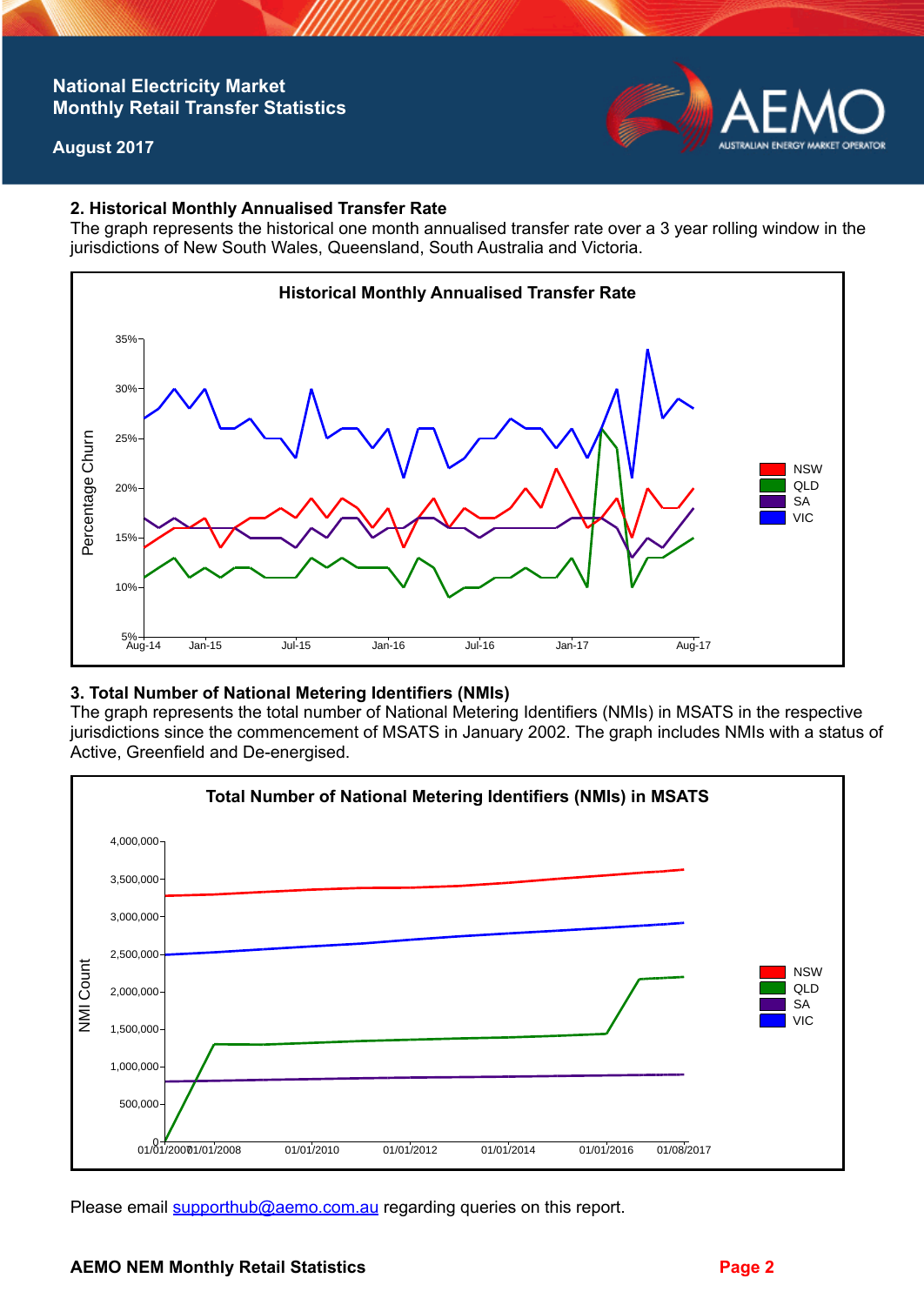## 2. Historical Monthly Annualised Transfer Rate

The graph represents the historical one month annualised transfer rate over a 3 year rolling window in the jurisdictions of New South Wales, Queensland, South Australia and Victoria.

Historical Monthly Annualised Transfer Rate

Percentage Churn

35%
30%
25%
20%
15%
10%
5%

Aug-14 Jan-15 Jul-15 Jan-16 Jul-16 Jan-17 Aug-17

NSW
QLD
SA
VIC

## 3. Total Number of National Metering Identifiers (NMIs)

The graph represents the total number of National Metering Identifiers (NMIs) in MSATS in the respective jurisdictions since the commencement of MSATS in January 2002. The graph includes NMIs with a status of Active, Greenfield and De-energised.

Total Number of National Metering Identifiers (NMIs) in MSATS

NMI Count

4,000,000
3,500,000
3,000,000
2,500,000
2,000,000
1,500,000
1,000,000
500,000
0

01/01/2007 01/01/2008 01/01/2010 01/01/2012 01/01/2014 01/01/2016 01/08/2017

NSW
QLD
SA
VIC

Please email supporthub@aemo.com.au regarding queries on this report.